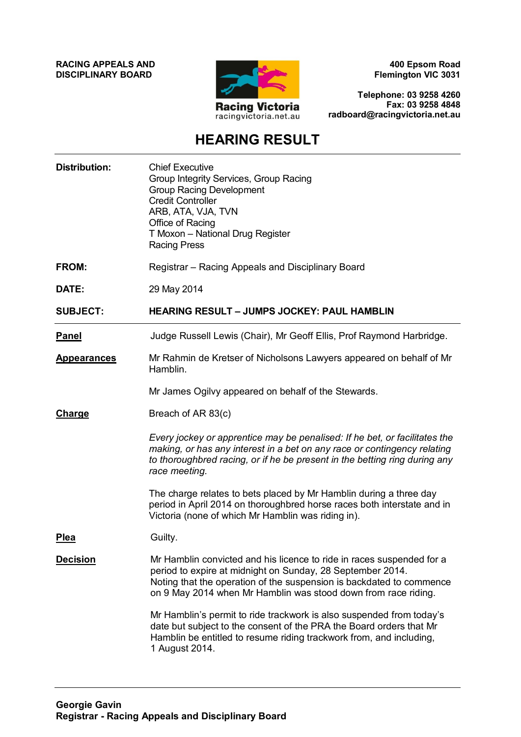**RACING APPEALS AND DISCIPLINARY BOARD**

Racing Victoria
racingvictoria.net.au

**400 Epsom Road**
**Flemington VIC 3031**

**Telephone: 03 9258 4260**
**Fax: 03 9258 4848**
**radboard@racingvictoria.net.au**

# HEARING RESULT

**Distribution:** Chief Executive
Group Integrity Services, Group Racing
Group Racing Development
Credit Controller
ARB, ATA, VJA, TVN
Office of Racing
T Moxon – National Drug Register
Racing Press

**FROM:** Registrar – Racing Appeals and Disciplinary Board

**DATE:** 29 May 2014

**SUBJECT:** **HEARING RESULT – JUMPS JOCKEY: PAUL HAMBLIN**

---

**Panel**

Judge Russell Lewis (Chair), Mr Geoff Ellis, Prof Raymond Harbridge.

**Appearances**

Mr Rahmin de Kretser of Nicholsons Lawyers appeared on behalf of Mr Hamblin.

Mr James Ogilvy appeared on behalf of the Stewards.

**Charge**

Breach of AR 83(c)

*Every jockey or apprentice may be penalised: If he bet, or facilitates the making, or has any interest in a bet on any race or contingency relating to thoroughbred racing, or if he be present in the betting ring during any race meeting.*

The charge relates to bets placed by Mr Hamblin during a three day period in April 2014 on thoroughbred horse races both interstate and in Victoria (none of which Mr Hamblin was riding in).

**Plea**

Guilty.

**Decision**

Mr Hamblin convicted and his licence to ride in races suspended for a period to expire at midnight on Sunday, 28 September 2014. Noting that the operation of the suspension is backdated to commence on 9 May 2014 when Mr Hamblin was stood down from race riding.

Mr Hamblin's permit to ride trackwork is also suspended from today's date but subject to the consent of the PRA the Board orders that Mr Hamblin be entitled to resume riding trackwork from, and including, 1 August 2014.

---

**Georgie Gavin**
**Registrar - Racing Appeals and Disciplinary Board**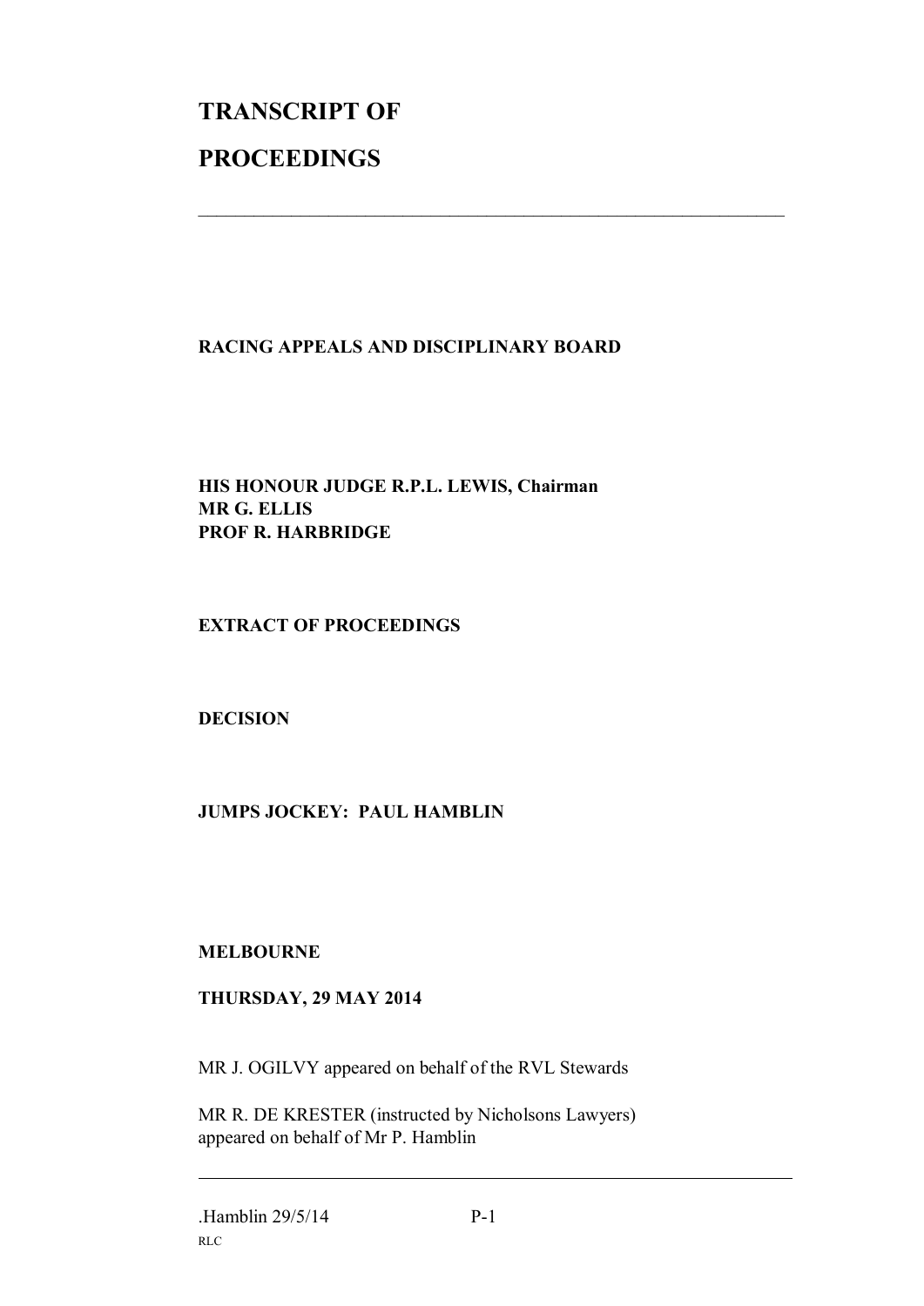# TRANSCRIPT OF PROCEEDINGS

---

**RACING APPEALS AND DISCIPLINARY BOARD**

**HIS HONOUR JUDGE R.P.L. LEWIS, Chairman**
**MR G. ELLIS**
**PROF R. HARBRIDGE**

**EXTRACT OF PROCEEDINGS**

**DECISION**

**JUMPS JOCKEY: PAUL HAMBLIN**

**MELBOURNE**

**THURSDAY, 29 MAY 2014**

MR J. OGILVY appeared on behalf of the RVL Stewards

MR R. DE KRESTER (instructed by Nicholsons Lawyers) appeared on behalf of Mr P. Hamblin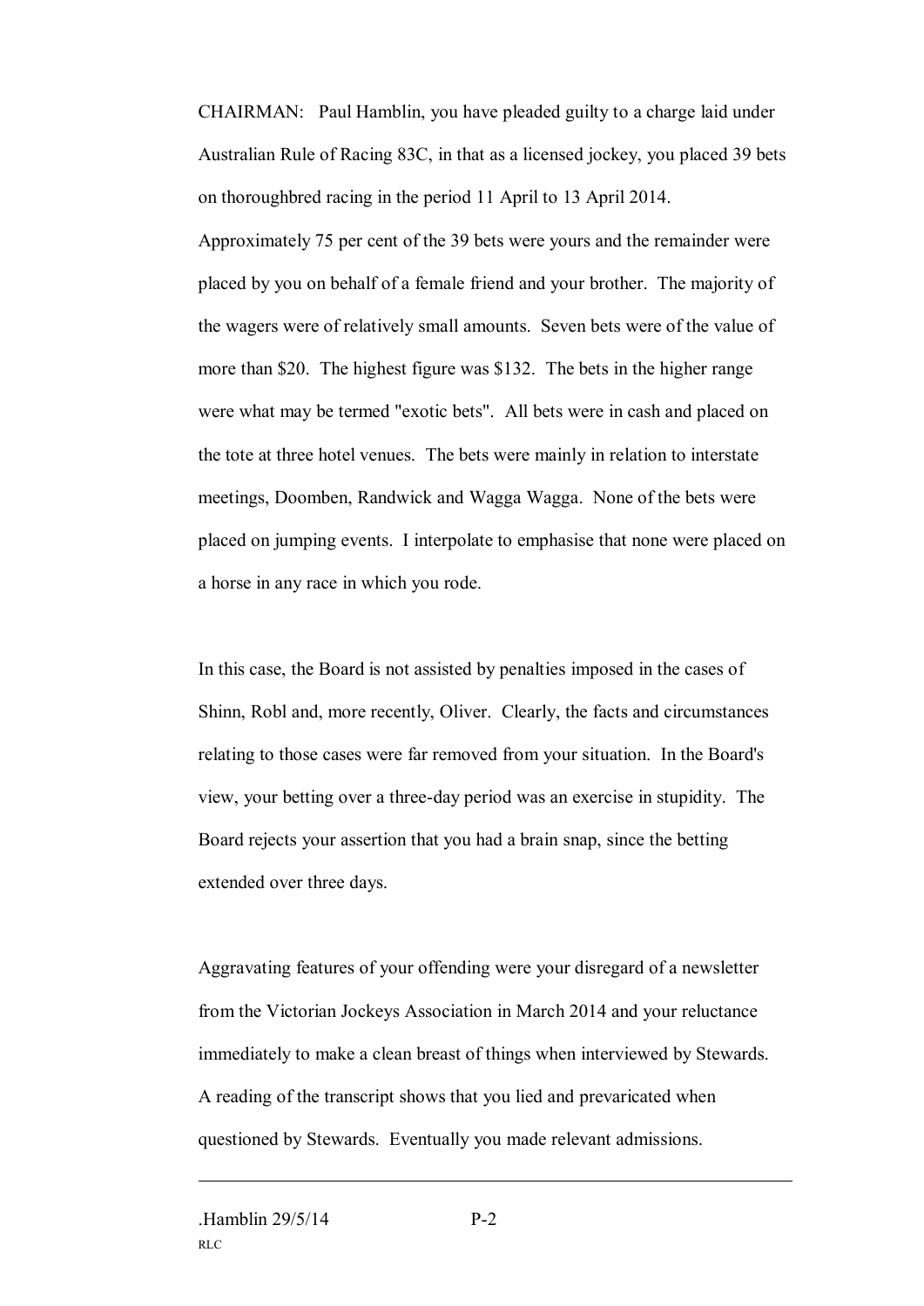CHAIRMAN: Paul Hamblin, you have pleaded guilty to a charge laid under Australian Rule of Racing 83C, in that as a licensed jockey, you placed 39 bets on thoroughbred racing in the period 11 April to 13 April 2014. Approximately 75 per cent of the 39 bets were yours and the remainder were placed by you on behalf of a female friend and your brother. The majority of the wagers were of relatively small amounts. Seven bets were of the value of more than $20. The highest figure was $132. The bets in the higher range were what may be termed "exotic bets". All bets were in cash and placed on the tote at three hotel venues. The bets were mainly in relation to interstate meetings, Doomben, Randwick and Wagga Wagga. None of the bets were placed on jumping events. I interpolate to emphasise that none were placed on a horse in any race in which you rode.

In this case, the Board is not assisted by penalties imposed in the cases of Shinn, Robl and, more recently, Oliver. Clearly, the facts and circumstances relating to those cases were far removed from your situation. In the Board's view, your betting over a three-day period was an exercise in stupidity. The Board rejects your assertion that you had a brain snap, since the betting extended over three days.

Aggravating features of your offending were your disregard of a newsletter from the Victorian Jockeys Association in March 2014 and your reluctance immediately to make a clean breast of things when interviewed by Stewards. A reading of the transcript shows that you lied and prevaricated when questioned by Stewards. Eventually you made relevant admissions.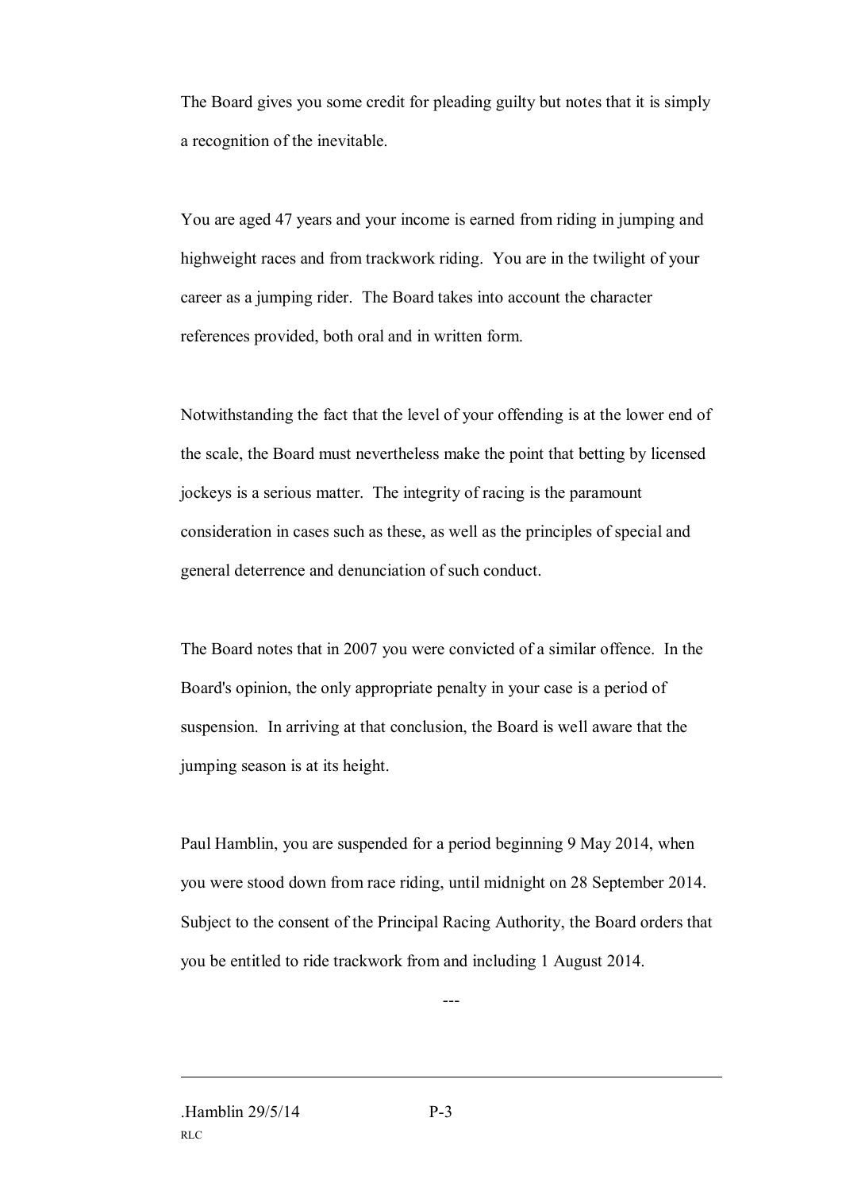The Board gives you some credit for pleading guilty but notes that it is simply a recognition of the inevitable.

You are aged 47 years and your income is earned from riding in jumping and highweight races and from trackwork riding. You are in the twilight of your career as a jumping rider. The Board takes into account the character references provided, both oral and in written form.

Notwithstanding the fact that the level of your offending is at the lower end of the scale, the Board must nevertheless make the point that betting by licensed jockeys is a serious matter. The integrity of racing is the paramount consideration in cases such as these, as well as the principles of special and general deterrence and denunciation of such conduct.

The Board notes that in 2007 you were convicted of a similar offence. In the Board's opinion, the only appropriate penalty in your case is a period of suspension. In arriving at that conclusion, the Board is well aware that the jumping season is at its height.

Paul Hamblin, you are suspended for a period beginning 9 May 2014, when you were stood down from race riding, until midnight on 28 September 2014. Subject to the consent of the Principal Racing Authority, the Board orders that you be entitled to ride trackwork from and including 1 August 2014.

---